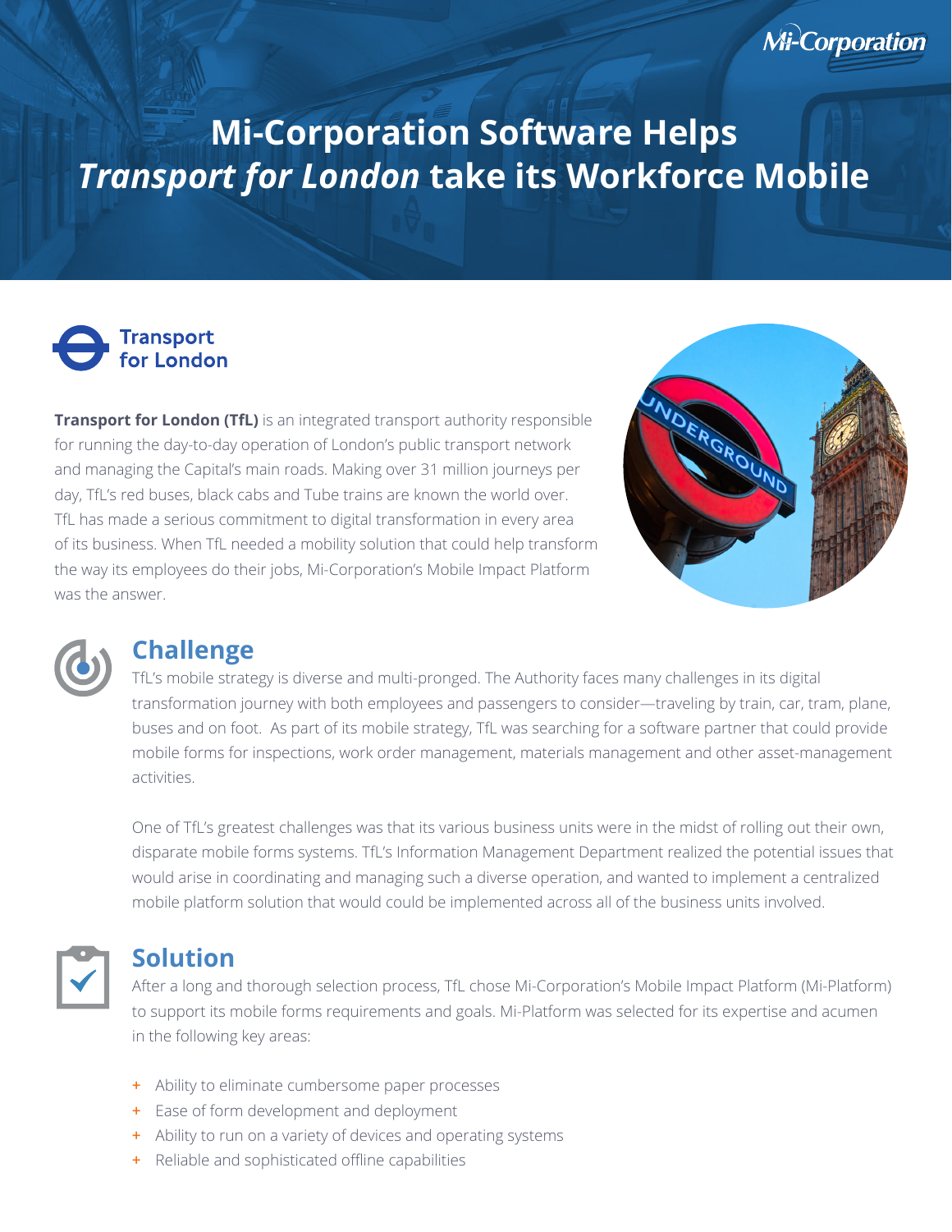# Mi-Corporation Software Helps *Transport for London* take its Workforce Mobile

**Transport for London (TfL)** is an integrated transport authority responsible for running the day-to-day operation of London's public transport network and managing the Capital's main roads. Making over 31 million journeys per day, TfL's red buses, black cabs and Tube trains are known the world over. TfL has made a serious commitment to digital transformation in every area of its business. When TfL needed a mobility solution that could help transform the way its employees do their jobs, Mi-Corporation's Mobile Impact Platform was the answer.

## Challenge

TfL's mobile strategy is diverse and multi-pronged. The Authority faces many challenges in its digital transformation journey with both employees and passengers to consider—traveling by train, car, tram, plane, buses and on foot. As part of its mobile strategy, TfL was searching for a software partner that could provide mobile forms for inspections, work order management, materials management and other asset-management activities.

One of TfL's greatest challenges was that its various business units were in the midst of rolling out their own, disparate mobile forms systems. TfL's Information Management Department realized the potential issues that would arise in coordinating and managing such a diverse operation, and wanted to implement a centralized mobile platform solution that would could be implemented across all of the business units involved.

## Solution

After a long and thorough selection process, TfL chose Mi-Corporation's Mobile Impact Platform (Mi-Platform) to support its mobile forms requirements and goals. Mi-Platform was selected for its expertise and acumen in the following key areas:

+ Ability to eliminate cumbersome paper processes
+ Ease of form development and deployment
+ Ability to run on a variety of devices and operating systems
+ Reliable and sophisticated offline capabilities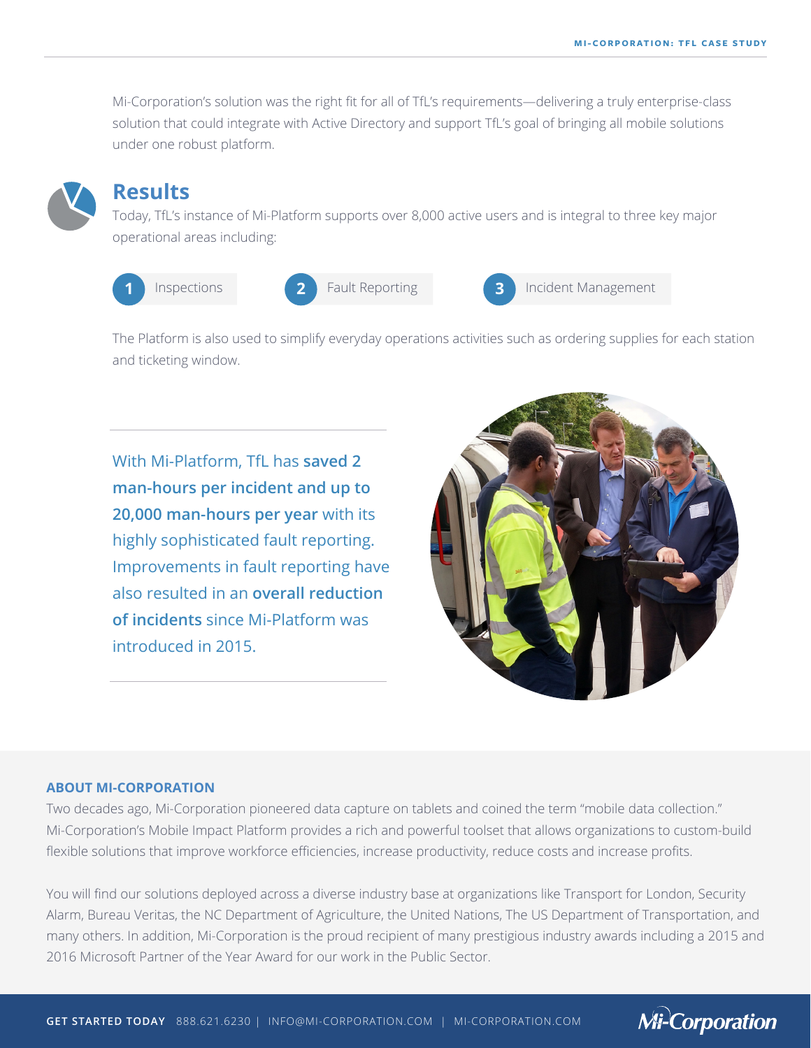Mi-Corporation's solution was the right fit for all of TfL's requirements—delivering a truly enterprise-class solution that could integrate with Active Directory and support TfL's goal of bringing all mobile solutions under one robust platform.

## Results

Today, TfL's instance of Mi-Platform supports over 8,000 active users and is integral to three key major operational areas including:

1. Inspections
2. Fault Reporting
3. Incident Management

The Platform is also used to simplify everyday operations activities such as ordering supplies for each station and ticketing window.

With Mi-Platform, TfL has **saved 2 man-hours per incident and up to 20,000 man-hours per year** with its highly sophisticated fault reporting. Improvements in fault reporting have also resulted in an **overall reduction of incidents** since Mi-Platform was introduced in 2015.

### ABOUT MI-CORPORATION

Two decades ago, Mi-Corporation pioneered data capture on tablets and coined the term "mobile data collection." Mi-Corporation's Mobile Impact Platform provides a rich and powerful toolset that allows organizations to custom-build flexible solutions that improve workforce efficiencies, increase productivity, reduce costs and increase profits.

You will find our solutions deployed across a diverse industry base at organizations like Transport for London, Security Alarm, Bureau Veritas, the NC Department of Agriculture, the United Nations, The US Department of Transportation, and many others. In addition, Mi-Corporation is the proud recipient of many prestigious industry awards including a 2015 and 2016 Microsoft Partner of the Year Award for our work in the Public Sector.

**GET STARTED TODAY** 888.621.6230 | INFO@MI-CORPORATION.COM | MI-CORPORATION.COM

Mi-Corporation